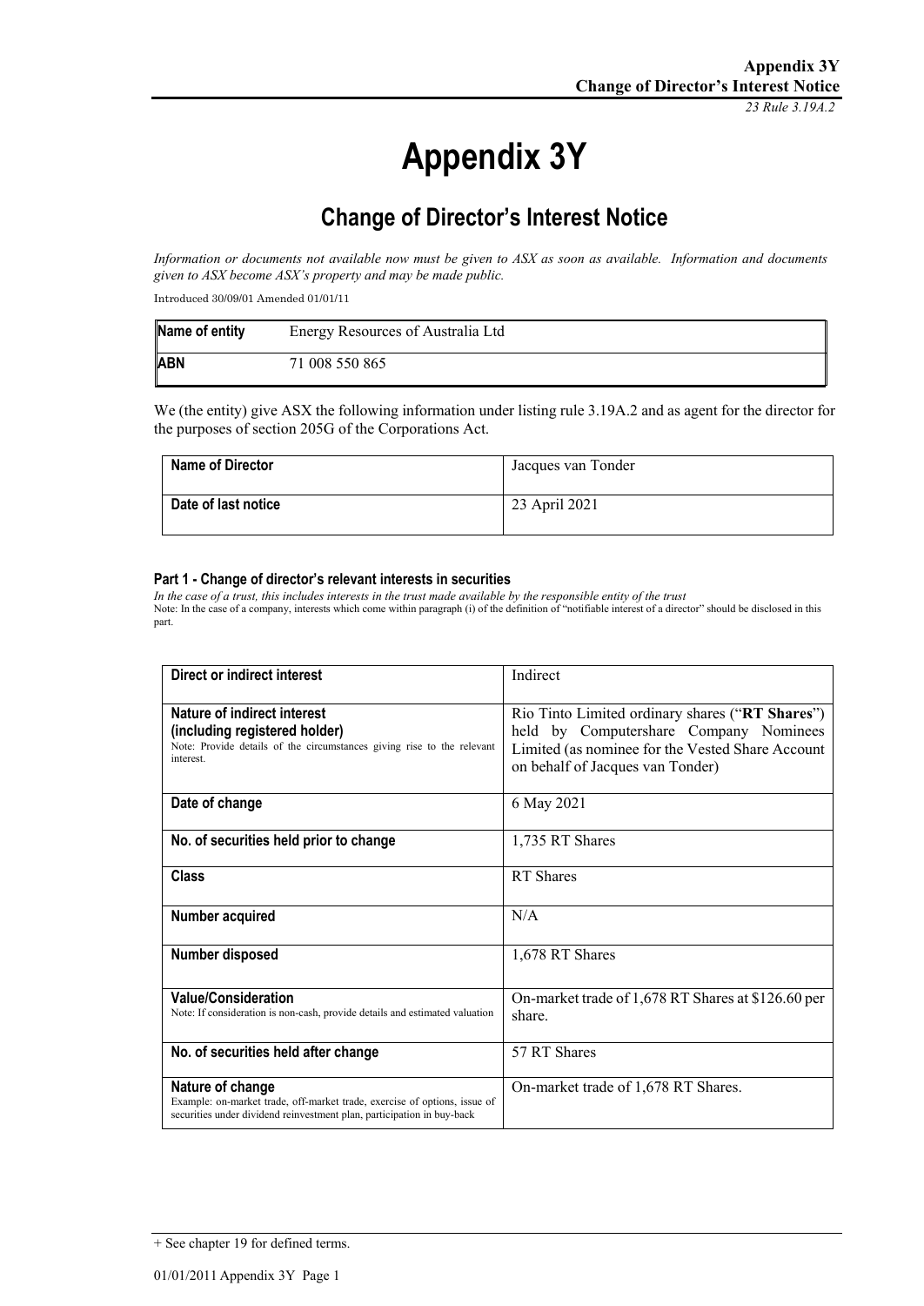# Appendix 3Y

## Change of Director's Interest Notice

*Information or documents not available now must be given to ASX as soon as available. Information and documents given to ASX become ASX's property and may be made public.*

Introduced 30/09/01 Amended 01/01/11

| **Name of entity** | Energy Resources of Australia Ltd |
|---|---|
| **ABN** | 71 008 550 865 |

We (the entity) give ASX the following information under listing rule 3.19A.2 and as agent for the director for the purposes of section 205G of the Corporations Act.

| **Name of Director** | Jacques van Tonder |
|---|---|
| **Date of last notice** | 23 April 2021 |

#### Part 1 - Change of director's relevant interests in securities

*In the case of a trust, this includes interests in the trust made available by the responsible entity of the trust*

Note: In the case of a company, interests which come within paragraph (i) of the definition of "notifiable interest of a director" should be disclosed in this part.

| **Direct or indirect interest** | Indirect |
|---|---|
| **Nature of indirect interest (including registered holder)**<br>Note: Provide details of the circumstances giving rise to the relevant interest. | Rio Tinto Limited ordinary shares ("**RT Shares**") held by Computershare Company Nominees Limited (as nominee for the Vested Share Account on behalf of Jacques van Tonder) |
| **Date of change** | 6 May 2021 |
| **No. of securities held prior to change** | 1,735 RT Shares |
| **Class** | RT Shares |
| **Number acquired** | N/A |
| **Number disposed** | 1,678 RT Shares |
| **Value/Consideration**<br>Note: If consideration is non-cash, provide details and estimated valuation | On-market trade of 1,678 RT Shares at $126.60 per share. |
| **No. of securities held after change** | 57 RT Shares |
| **Nature of change**<br>Example: on-market trade, off-market trade, exercise of options, issue of securities under dividend reinvestment plan, participation in buy-back | On-market trade of 1,678 RT Shares. |

+ See chapter 19 for defined terms.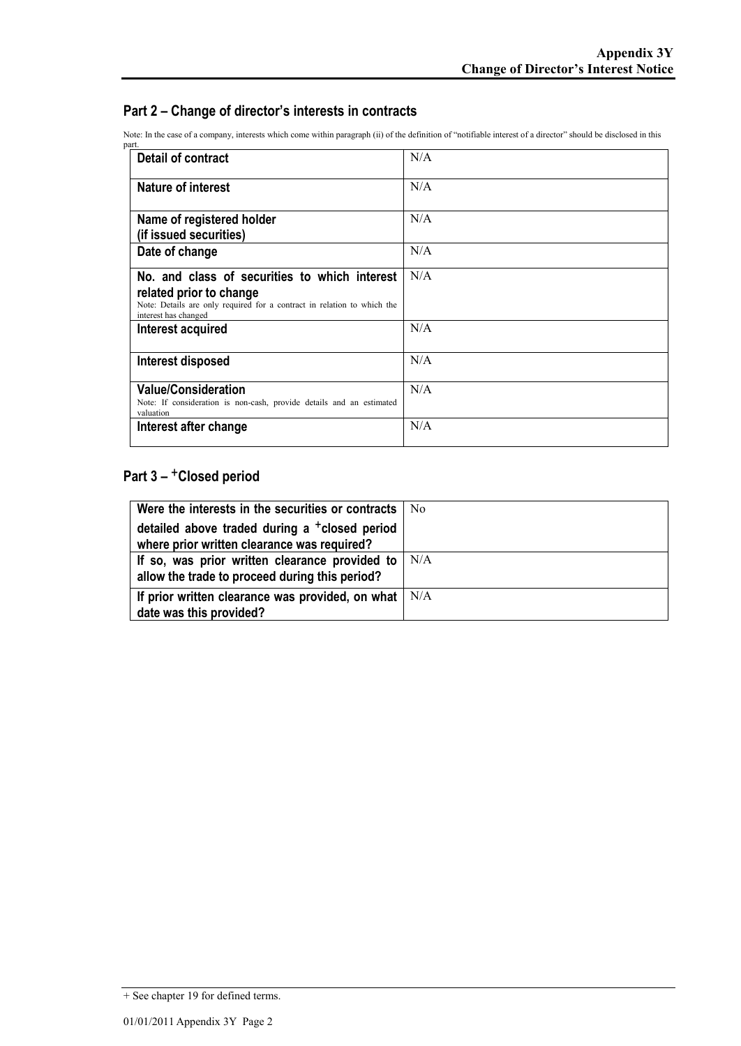## Part 2 – Change of director's interests in contracts

Note: In the case of a company, interests which come within paragraph (ii) of the definition of "notifiable interest of a director" should be disclosed in this part.

| | |
|---|---|
| **Detail of contract** | N/A |
| **Nature of interest** | N/A |
| **Name of registered holder (if issued securities)** | N/A |
| **Date of change** | N/A |
| **No. and class of securities to which interest related prior to change**<br>Note: Details are only required for a contract in relation to which the interest has changed | N/A |
| **Interest acquired** | N/A |
| **Interest disposed** | N/A |
| **Value/Consideration**<br>Note: If consideration is non-cash, provide details and an estimated valuation | N/A |
| **Interest after change** | N/A |

## Part 3 – +Closed period

| | |
|---|---|
| **Were the interests in the securities or contracts detailed above traded during a +closed period where prior written clearance was required?** | No |
| **If so, was prior written clearance provided to allow the trade to proceed during this period?** | N/A |
| **If prior written clearance was provided, on what date was this provided?** | N/A |

+ See chapter 19 for defined terms.